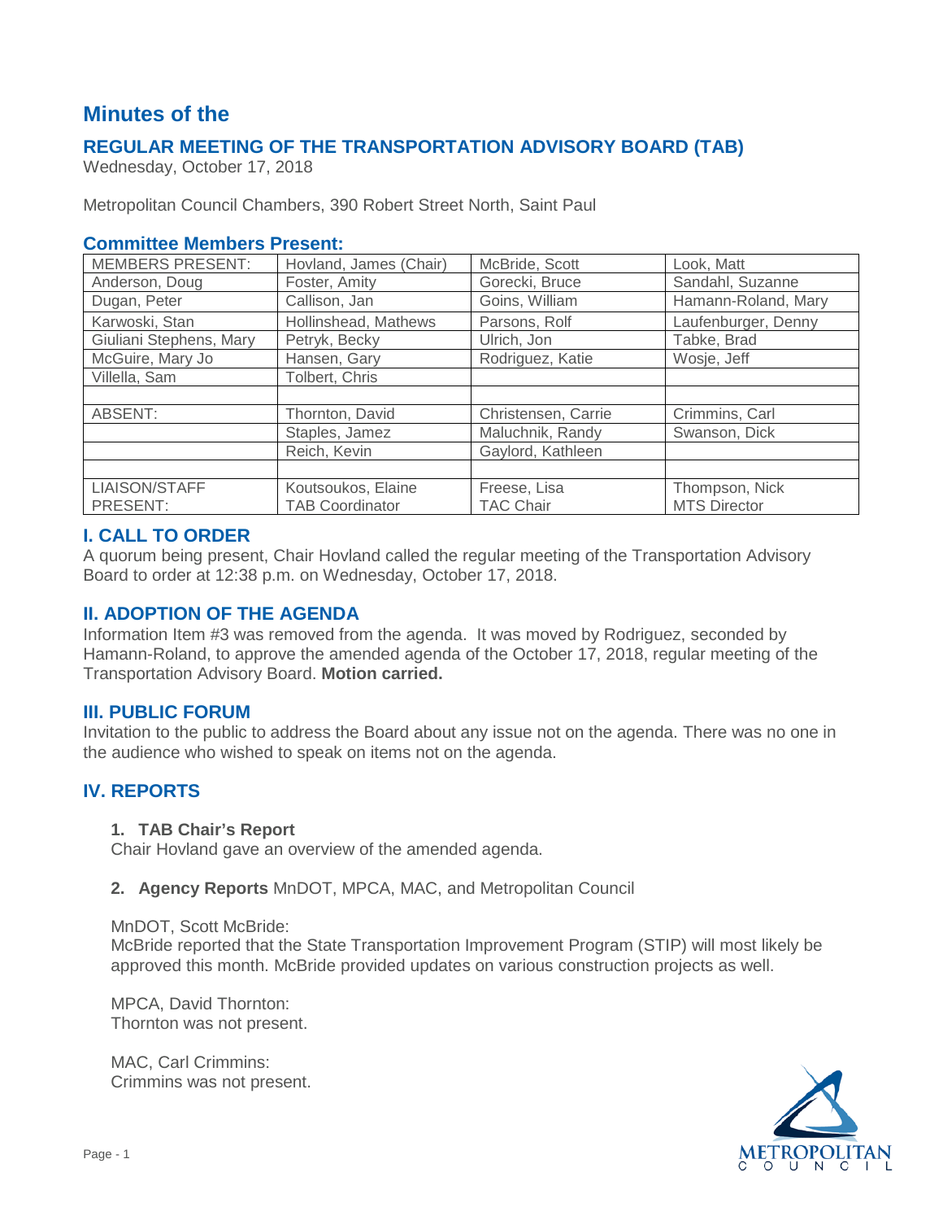# Minutes of the

## REGULAR MEETING OF THE TRANSPORTATION ADVISORY BOARD (TAB)

Wednesday, October 17, 2018

Metropolitan Council Chambers, 390 Robert Street North, Saint Paul

### Committee Members Present:

| MEMBERS PRESENT: | Hovland, James (Chair) | McBride, Scott | Look, Matt |
|---|---|---|---|
| Anderson, Doug | Foster, Amity | Gorecki, Bruce | Sandahl, Suzanne |
| Dugan, Peter | Callison, Jan | Goins, William | Hamann-Roland, Mary |
| Karwoski, Stan | Hollinshead, Mathews | Parsons, Rolf | Laufenburger, Denny |
| Giuliani Stephens, Mary | Petryk, Becky | Ulrich, Jon | Tabke, Brad |
| McGuire, Mary Jo | Hansen, Gary | Rodriguez, Katie | Wosje, Jeff |
| Villella, Sam | Tolbert, Chris | | |
| | | | |
| ABSENT: | Thornton, David | Christensen, Carrie | Crimmins, Carl |
| | Staples, Jamez | Maluchnik, Randy | Swanson, Dick |
| | Reich, Kevin | Gaylord, Kathleen | |
| | | | |
| LIAISON/STAFF PRESENT: | Koutsoukos, Elaine TAB Coordinator | Freese, Lisa TAC Chair | Thompson, Nick MTS Director |

### I. CALL TO ORDER

A quorum being present, Chair Hovland called the regular meeting of the Transportation Advisory Board to order at 12:38 p.m. on Wednesday, October 17, 2018.

### II. ADOPTION OF THE AGENDA

Information Item #3 was removed from the agenda. It was moved by Rodriguez, seconded by Hamann-Roland, to approve the amended agenda of the October 17, 2018, regular meeting of the Transportation Advisory Board. **Motion carried.**

### III. PUBLIC FORUM

Invitation to the public to address the Board about any issue not on the agenda. There was no one in the audience who wished to speak on items not on the agenda.

### IV. REPORTS

1. **TAB Chair's Report**

Chair Hovland gave an overview of the amended agenda.

2. **Agency Reports** MnDOT, MPCA, MAC, and Metropolitan Council

MnDOT, Scott McBride:
McBride reported that the State Transportation Improvement Program (STIP) will most likely be approved this month. McBride provided updates on various construction projects as well.

MPCA, David Thornton:
Thornton was not present.

MAC, Carl Crimmins:
Crimmins was not present.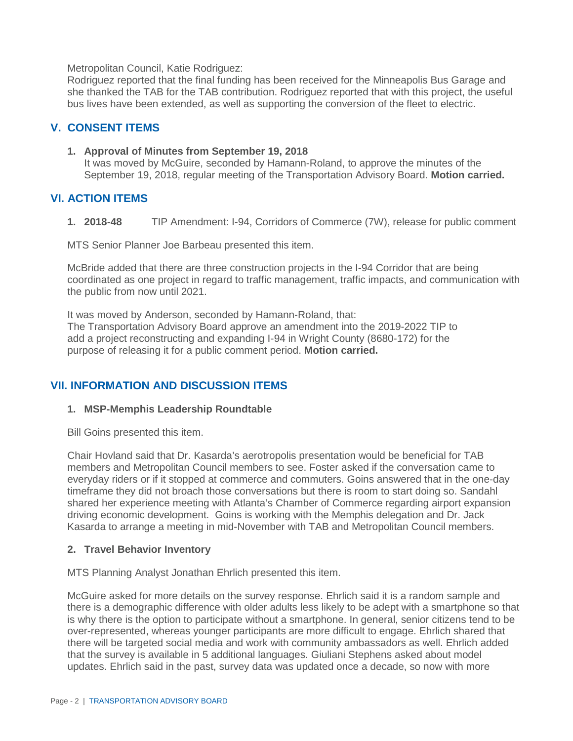Metropolitan Council, Katie Rodriguez:
Rodriguez reported that the final funding has been received for the Minneapolis Bus Garage and she thanked the TAB for the TAB contribution. Rodriguez reported that with this project, the useful bus lives have been extended, as well as supporting the conversion of the fleet to electric.

## V. CONSENT ITEMS

1. **Approval of Minutes from September 19, 2018**
   It was moved by McGuire, seconded by Hamann-Roland, to approve the minutes of the September 19, 2018, regular meeting of the Transportation Advisory Board. **Motion carried.**

## VI. ACTION ITEMS

1. **2018-48** TIP Amendment: I-94, Corridors of Commerce (7W), release for public comment

MTS Senior Planner Joe Barbeau presented this item.

McBride added that there are three construction projects in the I-94 Corridor that are being coordinated as one project in regard to traffic management, traffic impacts, and communication with the public from now until 2021.

It was moved by Anderson, seconded by Hamann-Roland, that:
The Transportation Advisory Board approve an amendment into the 2019-2022 TIP to add a project reconstructing and expanding I-94 in Wright County (8680-172) for the purpose of releasing it for a public comment period. **Motion carried.**

## VII. INFORMATION AND DISCUSSION ITEMS

1. **MSP-Memphis Leadership Roundtable**

Bill Goins presented this item.

Chair Hovland said that Dr. Kasarda's aerotropolis presentation would be beneficial for TAB members and Metropolitan Council members to see. Foster asked if the conversation came to everyday riders or if it stopped at commerce and commuters. Goins answered that in the one-day timeframe they did not broach those conversations but there is room to start doing so. Sandahl shared her experience meeting with Atlanta's Chamber of Commerce regarding airport expansion driving economic development. Goins is working with the Memphis delegation and Dr. Jack Kasarda to arrange a meeting in mid-November with TAB and Metropolitan Council members.

2. **Travel Behavior Inventory**

MTS Planning Analyst Jonathan Ehrlich presented this item.

McGuire asked for more details on the survey response. Ehrlich said it is a random sample and there is a demographic difference with older adults less likely to be adept with a smartphone so that is why there is the option to participate without a smartphone. In general, senior citizens tend to be over-represented, whereas younger participants are more difficult to engage. Ehrlich shared that there will be targeted social media and work with community ambassadors as well. Ehrlich added that the survey is available in 5 additional languages. Giuliani Stephens asked about model updates. Ehrlich said in the past, survey data was updated once a decade, so now with more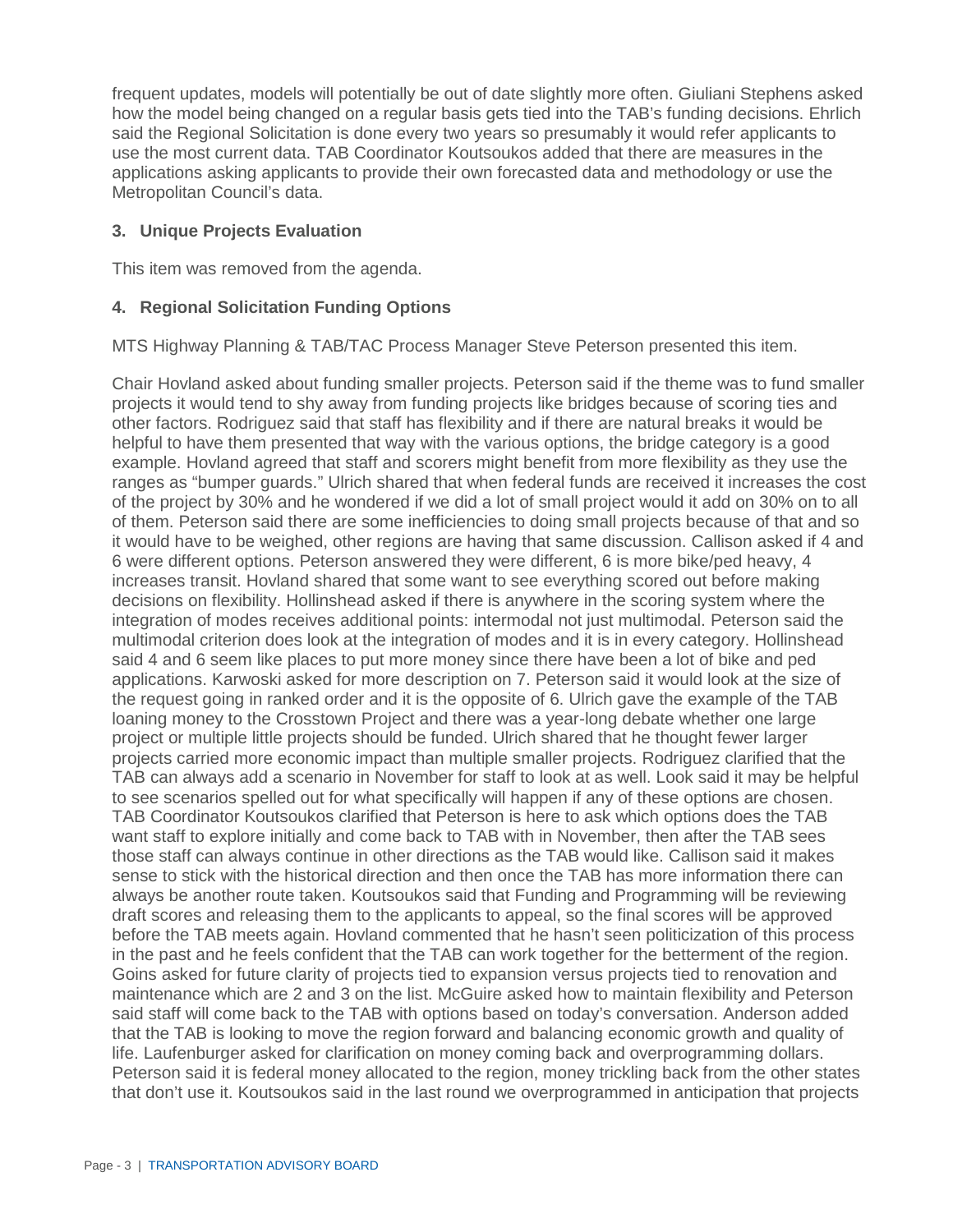frequent updates, models will potentially be out of date slightly more often. Giuliani Stephens asked how the model being changed on a regular basis gets tied into the TAB's funding decisions. Ehrlich said the Regional Solicitation is done every two years so presumably it would refer applicants to use the most current data. TAB Coordinator Koutsoukos added that there are measures in the applications asking applicants to provide their own forecasted data and methodology or use the Metropolitan Council's data.

### 3. Unique Projects Evaluation

This item was removed from the agenda.

### 4. Regional Solicitation Funding Options

MTS Highway Planning & TAB/TAC Process Manager Steve Peterson presented this item.

Chair Hovland asked about funding smaller projects. Peterson said if the theme was to fund smaller projects it would tend to shy away from funding projects like bridges because of scoring ties and other factors. Rodriguez said that staff has flexibility and if there are natural breaks it would be helpful to have them presented that way with the various options, the bridge category is a good example. Hovland agreed that staff and scorers might benefit from more flexibility as they use the ranges as "bumper guards." Ulrich shared that when federal funds are received it increases the cost of the project by 30% and he wondered if we did a lot of small project would it add on 30% on to all of them. Peterson said there are some inefficiencies to doing small projects because of that and so it would have to be weighed, other regions are having that same discussion. Callison asked if 4 and 6 were different options. Peterson answered they were different, 6 is more bike/ped heavy, 4 increases transit. Hovland shared that some want to see everything scored out before making decisions on flexibility. Hollinshead asked if there is anywhere in the scoring system where the integration of modes receives additional points: intermodal not just multimodal. Peterson said the multimodal criterion does look at the integration of modes and it is in every category. Hollinshead said 4 and 6 seem like places to put more money since there have been a lot of bike and ped applications. Karwoski asked for more description on 7. Peterson said it would look at the size of the request going in ranked order and it is the opposite of 6. Ulrich gave the example of the TAB loaning money to the Crosstown Project and there was a year-long debate whether one large project or multiple little projects should be funded. Ulrich shared that he thought fewer larger projects carried more economic impact than multiple smaller projects. Rodriguez clarified that the TAB can always add a scenario in November for staff to look at as well. Look said it may be helpful to see scenarios spelled out for what specifically will happen if any of these options are chosen. TAB Coordinator Koutsoukos clarified that Peterson is here to ask which options does the TAB want staff to explore initially and come back to TAB with in November, then after the TAB sees those staff can always continue in other directions as the TAB would like. Callison said it makes sense to stick with the historical direction and then once the TAB has more information there can always be another route taken. Koutsoukos said that Funding and Programming will be reviewing draft scores and releasing them to the applicants to appeal, so the final scores will be approved before the TAB meets again. Hovland commented that he hasn't seen politicization of this process in the past and he feels confident that the TAB can work together for the betterment of the region. Goins asked for future clarity of projects tied to expansion versus projects tied to renovation and maintenance which are 2 and 3 on the list. McGuire asked how to maintain flexibility and Peterson said staff will come back to the TAB with options based on today's conversation. Anderson added that the TAB is looking to move the region forward and balancing economic growth and quality of life. Laufenburger asked for clarification on money coming back and overprogramming dollars. Peterson said it is federal money allocated to the region, money trickling back from the other states that don't use it. Koutsoukos said in the last round we overprogrammed in anticipation that projects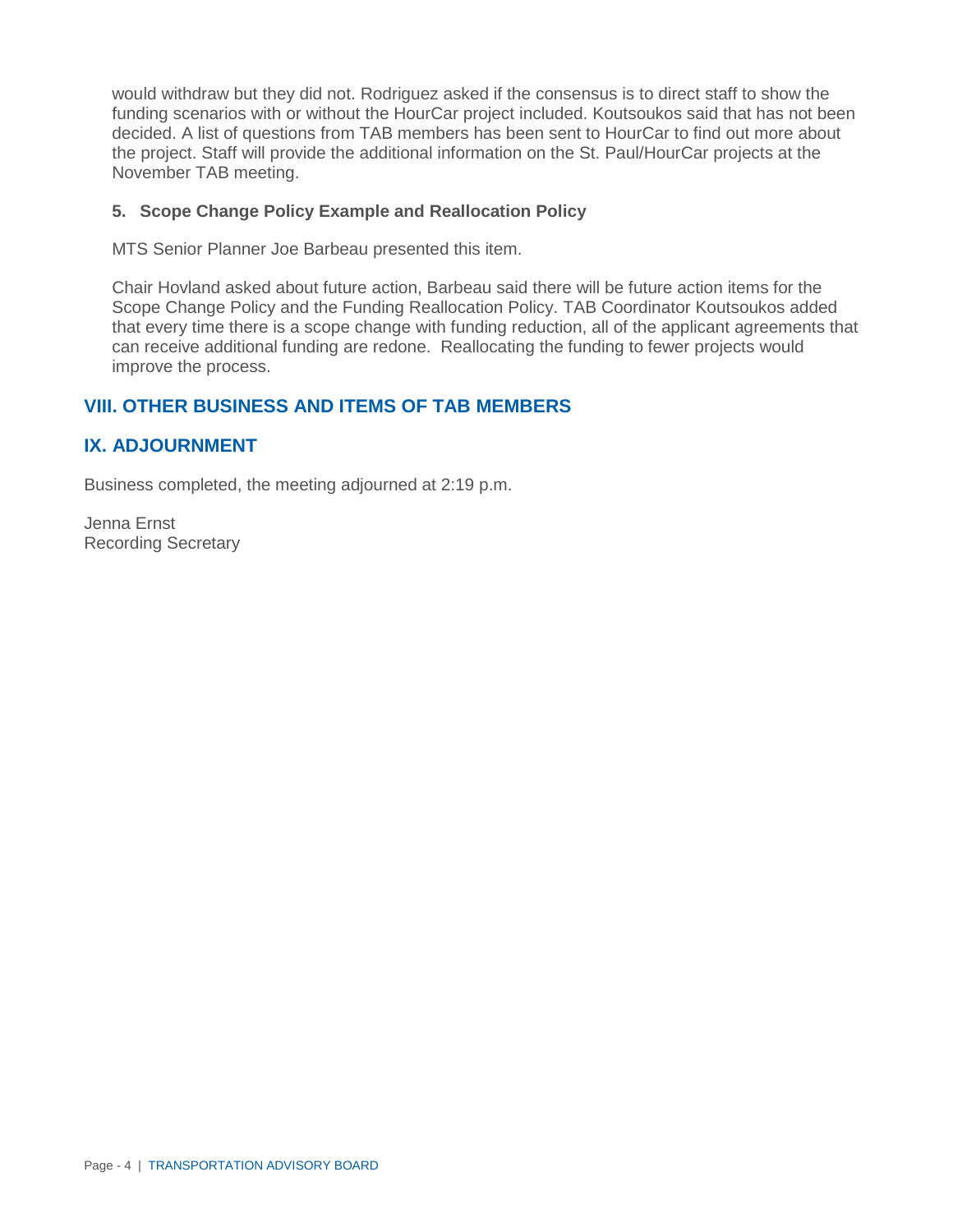would withdraw but they did not. Rodriguez asked if the consensus is to direct staff to show the funding scenarios with or without the HourCar project included. Koutsoukos said that has not been decided. A list of questions from TAB members has been sent to HourCar to find out more about the project. Staff will provide the additional information on the St. Paul/HourCar projects at the November TAB meeting.

**5. Scope Change Policy Example and Reallocation Policy**

MTS Senior Planner Joe Barbeau presented this item.

Chair Hovland asked about future action, Barbeau said there will be future action items for the Scope Change Policy and the Funding Reallocation Policy. TAB Coordinator Koutsoukos added that every time there is a scope change with funding reduction, all of the applicant agreements that can receive additional funding are redone. Reallocating the funding to fewer projects would improve the process.

## VIII. OTHER BUSINESS AND ITEMS OF TAB MEMBERS

## IX. ADJOURNMENT

Business completed, the meeting adjourned at 2:19 p.m.

Jenna Ernst
Recording Secretary